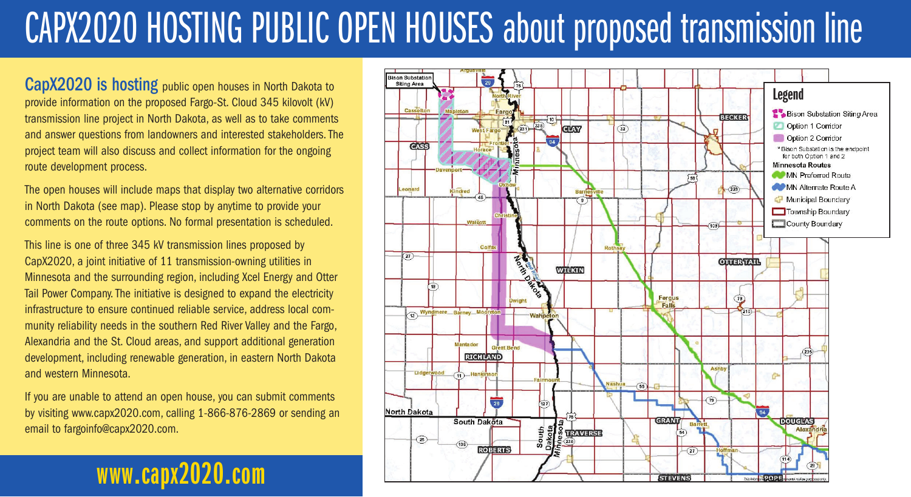# CAPX2020 HOSTING PUBLIC OPEN HOUSES about proposed transmission line

**CapX2020 is hosting** public open houses in North Dakota to provide information on the proposed Fargo-St. Cloud 345 kilovolt (kV) transmission line project in North Dakota, as well as to take comments and answer questions from landowners and interested stakeholders. The project team will also discuss and collect information for the ongoing route development process.

The open houses will include maps that display two alternative corridors in North Dakota (see map). Please stop by anytime to provide your comments on the route options. No formal presentation is scheduled.

This line is one of three 345 kV transmission lines proposed by CapX2020, a joint initiative of 11 transmission-owning utilities in Minnesota and the surrounding region, including Xcel Energy and Otter Tail Power Company. The initiative is designed to expand the electricity infrastructure to ensure continued reliable service, address local community reliability needs in the southern Red River Valley and the Fargo, Alexandria and the St. Cloud areas, and support additional generation development, including renewable generation, in eastern North Dakota and western Minnesota.

If you are unable to attend an open house, you can submit comments by visiting www.capx2020.com, calling 1-866-876-2869 or sending an email to fargoinfo@capx2020.com.

**www.capx2020.com**

**Legend**

- Bison Substation Siting Area
- Option 1 Corridor
- Option 2 Corridor
- *Bison Substation is the endpoint for both Option 1 and 2

**Minnesota Routes**

- MN Preferred Route
- MN Alternate Route A
- Municipal Boundary
- Township Boundary
- County Boundary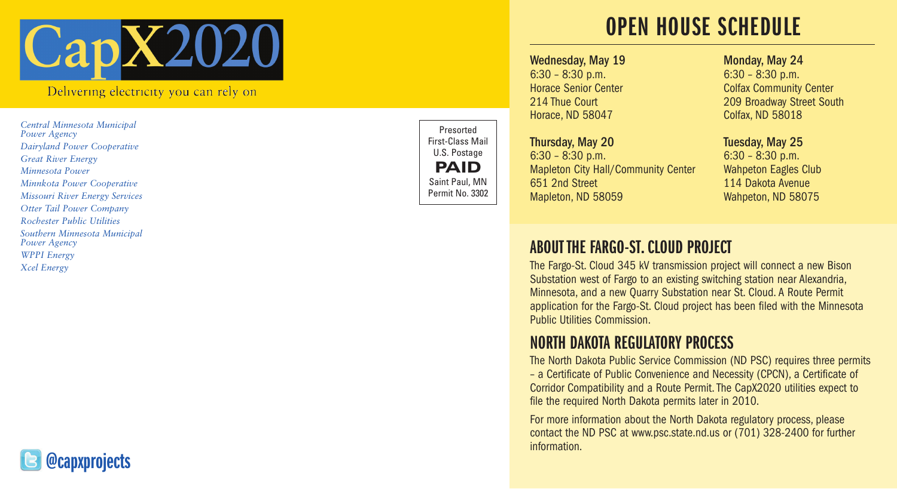# CapX2020

Delivering electricity you can rely on

*Central Minnesota Municipal Power Agency*
*Dairyland Power Cooperative*
*Great River Energy*
*Minnesota Power*
*Minnkota Power Cooperative*
*Missouri River Energy Services*
*Otter Tail Power Company*
*Rochester Public Utilities*
*Southern Minnesota Municipal Power Agency*
*WPPI Energy*
*Xcel Energy*

@capxprojects

Presorted
First-Class Mail
U.S. Postage
**PAID**
Saint Paul, MN
Permit No. 3302

## OPEN HOUSE SCHEDULE

**Wednesday, May 19**
6:30 – 8:30 p.m.
Horace Senior Center
214 Thue Court
Horace, ND 58047

**Thursday, May 20**
6:30 – 8:30 p.m.
Mapleton City Hall/Community Center
651 2nd Street
Mapleton, ND 58059

**Monday, May 24**
6:30 – 8:30 p.m.
Colfax Community Center
209 Broadway Street South
Colfax, ND 58018

**Tuesday, May 25**
6:30 – 8:30 p.m.
Wahpeton Eagles Club
114 Dakota Avenue
Wahpeton, ND 58075

## ABOUT THE FARGO-ST. CLOUD PROJECT

The Fargo-St. Cloud 345 kV transmission project will connect a new Bison Substation west of Fargo to an existing switching station near Alexandria, Minnesota, and a new Quarry Substation near St. Cloud. A Route Permit application for the Fargo-St. Cloud project has been filed with the Minnesota Public Utilities Commission.

## NORTH DAKOTA REGULATORY PROCESS

The North Dakota Public Service Commission (ND PSC) requires three permits – a Certificate of Public Convenience and Necessity (CPCN), a Certificate of Corridor Compatibility and a Route Permit. The CapX2020 utilities expect to file the required North Dakota permits later in 2010.

For more information about the North Dakota regulatory process, please contact the ND PSC at www.psc.state.nd.us or (701) 328-2400 for further information.